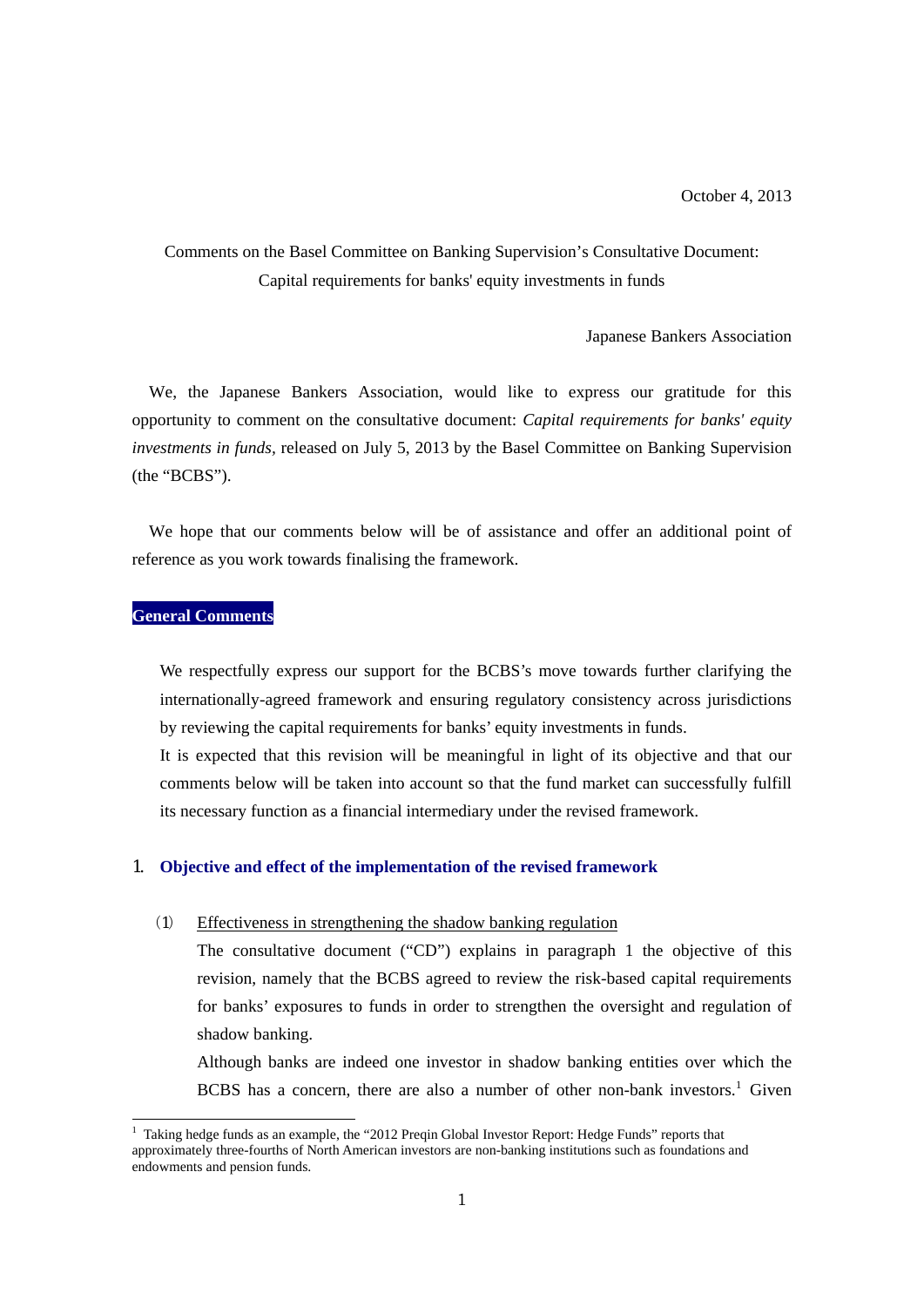October 4, 2013

Comments on the Basel Committee on Banking Supervision's Consultative Document: Capital requirements for banks' equity investments in funds

Japanese Bankers Association

We, the Japanese Bankers Association, would like to express our gratitude for this opportunity to comment on the consultative document: *Capital requirements for banks' equity investments in funds*, released on July 5, 2013 by the Basel Committee on Banking Supervision (the "BCBS").

We hope that our comments below will be of assistance and offer an additional point of reference as you work towards finalising the framework.

## General Comments

We respectfully express our support for the BCBS's move towards further clarifying the internationally-agreed framework and ensuring regulatory consistency across jurisdictions by reviewing the capital requirements for banks' equity investments in funds.

It is expected that this revision will be meaningful in light of its objective and that our comments below will be taken into account so that the fund market can successfully fulfill its necessary function as a financial intermediary under the revised framework.

## 1. Objective and effect of the implementation of the revised framework

(1) Effectiveness in strengthening the shadow banking regulation

The consultative document ("CD") explains in paragraph 1 the objective of this revision, namely that the BCBS agreed to review the risk-based capital requirements for banks' exposures to funds in order to strengthen the oversight and regulation of shadow banking.

Although banks are indeed one investor in shadow banking entities over which the BCBS has a concern, there are also a number of other non-bank investors.[1] Given

[1] Taking hedge funds as an example, the "2012 Preqin Global Investor Report: Hedge Funds" reports that approximately three-fourths of North American investors are non-banking institutions such as foundations and endowments and pension funds.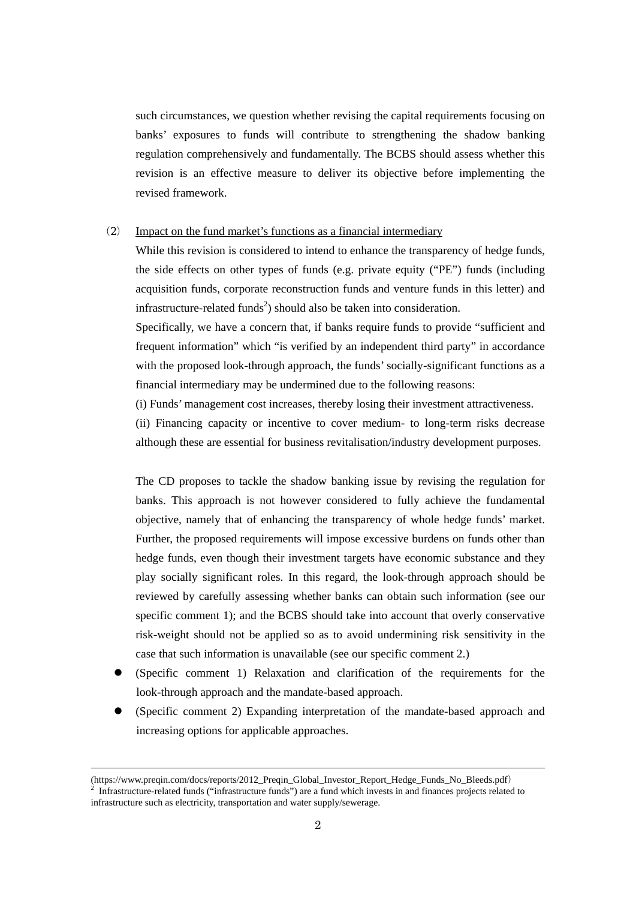such circumstances, we question whether revising the capital requirements focusing on banks' exposures to funds will contribute to strengthening the shadow banking regulation comprehensively and fundamentally. The BCBS should assess whether this revision is an effective measure to deliver its objective before implementing the revised framework.

（2） Impact on the fund market's functions as a financial intermediary

While this revision is considered to intend to enhance the transparency of hedge funds, the side effects on other types of funds (e.g. private equity ("PE") funds (including acquisition funds, corporate reconstruction funds and venture funds in this letter) and infrastructure-related funds[2]) should also be taken into consideration.

Specifically, we have a concern that, if banks require funds to provide "sufficient and frequent information" which "is verified by an independent third party" in accordance with the proposed look-through approach, the funds' socially-significant functions as a financial intermediary may be undermined due to the following reasons:

(i) Funds' management cost increases, thereby losing their investment attractiveness.

(ii) Financing capacity or incentive to cover medium- to long-term risks decrease although these are essential for business revitalisation/industry development purposes.

The CD proposes to tackle the shadow banking issue by revising the regulation for banks. This approach is not however considered to fully achieve the fundamental objective, namely that of enhancing the transparency of whole hedge funds' market. Further, the proposed requirements will impose excessive burdens on funds other than hedge funds, even though their investment targets have economic substance and they play socially significant roles. In this regard, the look-through approach should be reviewed by carefully assessing whether banks can obtain such information (see our specific comment 1); and the BCBS should take into account that overly conservative risk-weight should not be applied so as to avoid undermining risk sensitivity in the case that such information is unavailable (see our specific comment 2.)

- (Specific comment 1) Relaxation and clarification of the requirements for the look-through approach and the mandate-based approach.
- (Specific comment 2) Expanding interpretation of the mandate-based approach and increasing options for applicable approaches.

---

(https://www.preqin.com/docs/reports/2012_Preqin_Global_Investor_Report_Hedge_Funds_No_Bleeds.pdf)

[2] Infrastructure-related funds ("infrastructure funds") are a fund which invests in and finances projects related to infrastructure such as electricity, transportation and water supply/sewerage.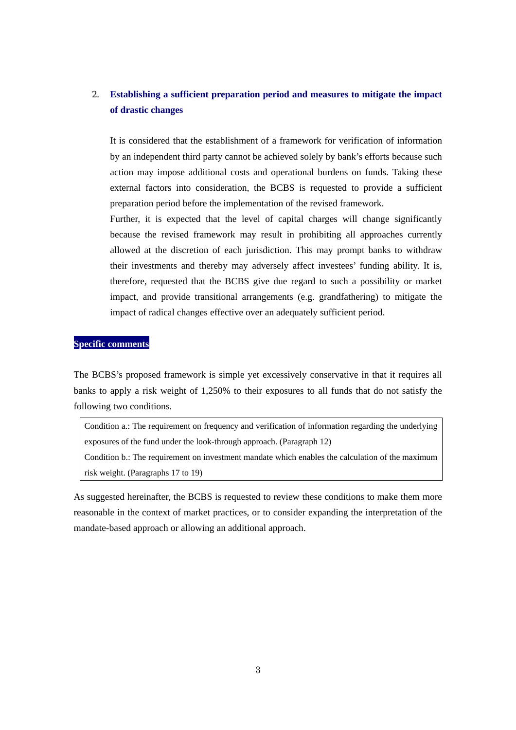2. **Establishing a sufficient preparation period and measures to mitigate the impact of drastic changes**

   It is considered that the establishment of a framework for verification of information by an independent third party cannot be achieved solely by bank's efforts because such action may impose additional costs and operational burdens on funds. Taking these external factors into consideration, the BCBS is requested to provide a sufficient preparation period before the implementation of the revised framework.

   Further, it is expected that the level of capital charges will change significantly because the revised framework may result in prohibiting all approaches currently allowed at the discretion of each jurisdiction. This may prompt banks to withdraw their investments and thereby may adversely affect investees' funding ability. It is, therefore, requested that the BCBS give due regard to such a possibility or market impact, and provide transitional arrangements (e.g. grandfathering) to mitigate the impact of radical changes effective over an adequately sufficient period.

## Specific comments

The BCBS's proposed framework is simple yet excessively conservative in that it requires all banks to apply a risk weight of 1,250% to their exposures to all funds that do not satisfy the following two conditions.

| Condition a.: The requirement on frequency and verification of information regarding the underlying exposures of the fund under the look-through approach. (Paragraph 12) |
|---|
| Condition b.: The requirement on investment mandate which enables the calculation of the maximum risk weight. (Paragraphs 17 to 19) |

As suggested hereinafter, the BCBS is requested to review these conditions to make them more reasonable in the context of market practices, or to consider expanding the interpretation of the mandate-based approach or allowing an additional approach.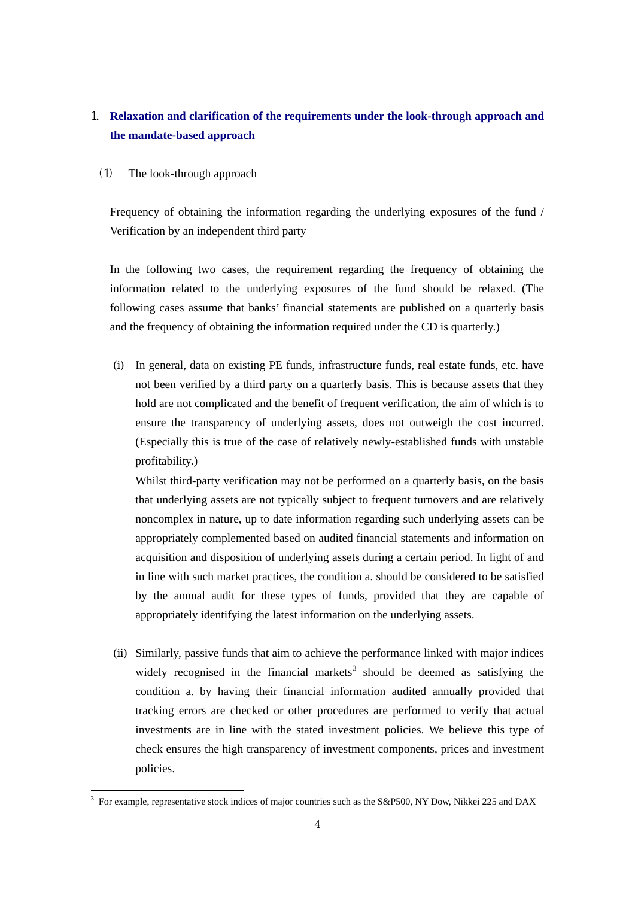## 1. Relaxation and clarification of the requirements under the look-through approach and the mandate-based approach

### (1) The look-through approach

Frequency of obtaining the information regarding the underlying exposures of the fund / Verification by an independent third party

In the following two cases, the requirement regarding the frequency of obtaining the information related to the underlying exposures of the fund should be relaxed. (The following cases assume that banks' financial statements are published on a quarterly basis and the frequency of obtaining the information required under the CD is quarterly.)

(i) In general, data on existing PE funds, infrastructure funds, real estate funds, etc. have not been verified by a third party on a quarterly basis. This is because assets that they hold are not complicated and the benefit of frequent verification, the aim of which is to ensure the transparency of underlying assets, does not outweigh the cost incurred. (Especially this is true of the case of relatively newly-established funds with unstable profitability.)

Whilst third-party verification may not be performed on a quarterly basis, on the basis that underlying assets are not typically subject to frequent turnovers and are relatively noncomplex in nature, up to date information regarding such underlying assets can be appropriately complemented based on audited financial statements and information on acquisition and disposition of underlying assets during a certain period. In light of and in line with such market practices, the condition a. should be considered to be satisfied by the annual audit for these types of funds, provided that they are capable of appropriately identifying the latest information on the underlying assets.

(ii) Similarly, passive funds that aim to achieve the performance linked with major indices widely recognised in the financial markets[3] should be deemed as satisfying the condition a. by having their financial information audited annually provided that tracking errors are checked or other procedures are performed to verify that actual investments are in line with the stated investment policies. We believe this type of check ensures the high transparency of investment components, prices and investment policies.

[3] For example, representative stock indices of major countries such as the S&P500, NY Dow, Nikkei 225 and DAX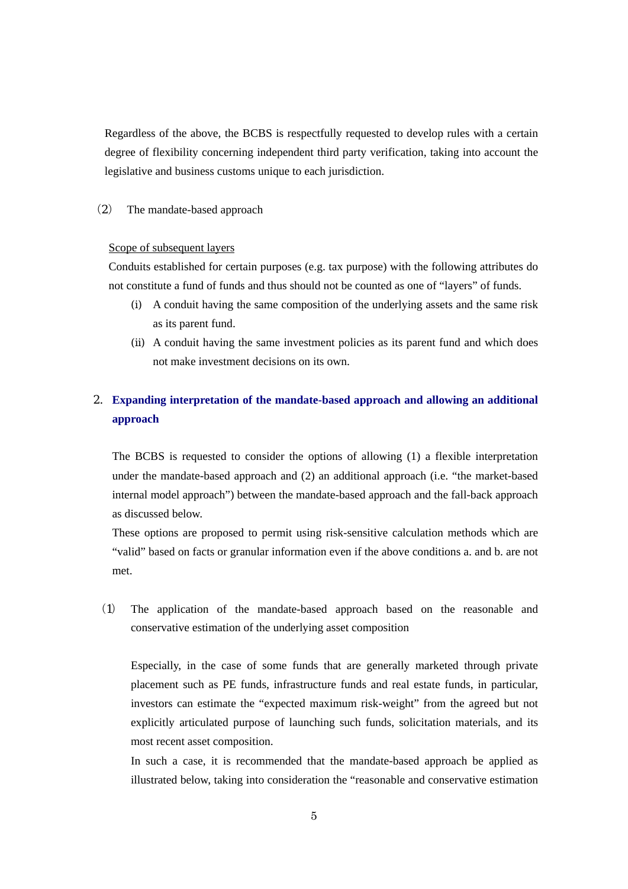Regardless of the above, the BCBS is respectfully requested to develop rules with a certain degree of flexibility concerning independent third party verification, taking into account the legislative and business customs unique to each jurisdiction.

（2） The mandate-based approach

<u>Scope of subsequent layers</u>

Conduits established for certain purposes (e.g. tax purpose) with the following attributes do not constitute a fund of funds and thus should not be counted as one of "layers" of funds.

(i) A conduit having the same composition of the underlying assets and the same risk as its parent fund.

(ii) A conduit having the same investment policies as its parent fund and which does not make investment decisions on its own.

## 2. Expanding interpretation of the mandate-based approach and allowing an additional approach

The BCBS is requested to consider the options of allowing (1) a flexible interpretation under the mandate-based approach and (2) an additional approach (i.e. "the market-based internal model approach") between the mandate-based approach and the fall-back approach as discussed below.

These options are proposed to permit using risk-sensitive calculation methods which are "valid" based on facts or granular information even if the above conditions a. and b. are not met.

（1） The application of the mandate-based approach based on the reasonable and conservative estimation of the underlying asset composition

Especially, in the case of some funds that are generally marketed through private placement such as PE funds, infrastructure funds and real estate funds, in particular, investors can estimate the "expected maximum risk-weight" from the agreed but not explicitly articulated purpose of launching such funds, solicitation materials, and its most recent asset composition.

In such a case, it is recommended that the mandate-based approach be applied as illustrated below, taking into consideration the "reasonable and conservative estimation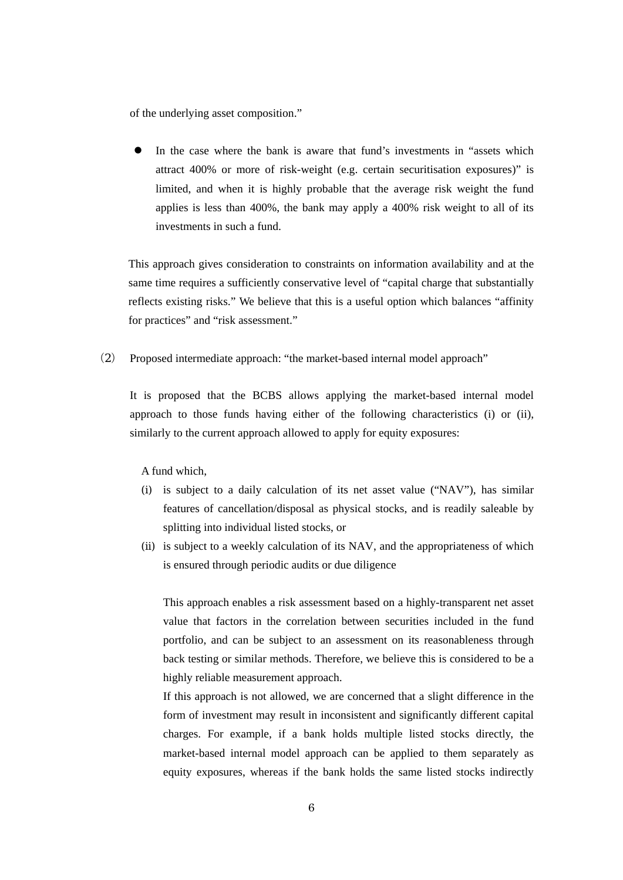of the underlying asset composition."

- In the case where the bank is aware that fund's investments in "assets which attract 400% or more of risk-weight (e.g. certain securitisation exposures)" is limited, and when it is highly probable that the average risk weight the fund applies is less than 400%, the bank may apply a 400% risk weight to all of its investments in such a fund.

This approach gives consideration to constraints on information availability and at the same time requires a sufficiently conservative level of "capital charge that substantially reflects existing risks." We believe that this is a useful option which balances "affinity for practices" and "risk assessment."

（2） Proposed intermediate approach: "the market-based internal model approach"

It is proposed that the BCBS allows applying the market-based internal model approach to those funds having either of the following characteristics (i) or (ii), similarly to the current approach allowed to apply for equity exposures:

A fund which,

(i) is subject to a daily calculation of its net asset value ("NAV"), has similar features of cancellation/disposal as physical stocks, and is readily saleable by splitting into individual listed stocks, or

(ii) is subject to a weekly calculation of its NAV, and the appropriateness of which is ensured through periodic audits or due diligence

This approach enables a risk assessment based on a highly-transparent net asset value that factors in the correlation between securities included in the fund portfolio, and can be subject to an assessment on its reasonableness through back testing or similar methods. Therefore, we believe this is considered to be a highly reliable measurement approach.

If this approach is not allowed, we are concerned that a slight difference in the form of investment may result in inconsistent and significantly different capital charges. For example, if a bank holds multiple listed stocks directly, the market-based internal model approach can be applied to them separately as equity exposures, whereas if the bank holds the same listed stocks indirectly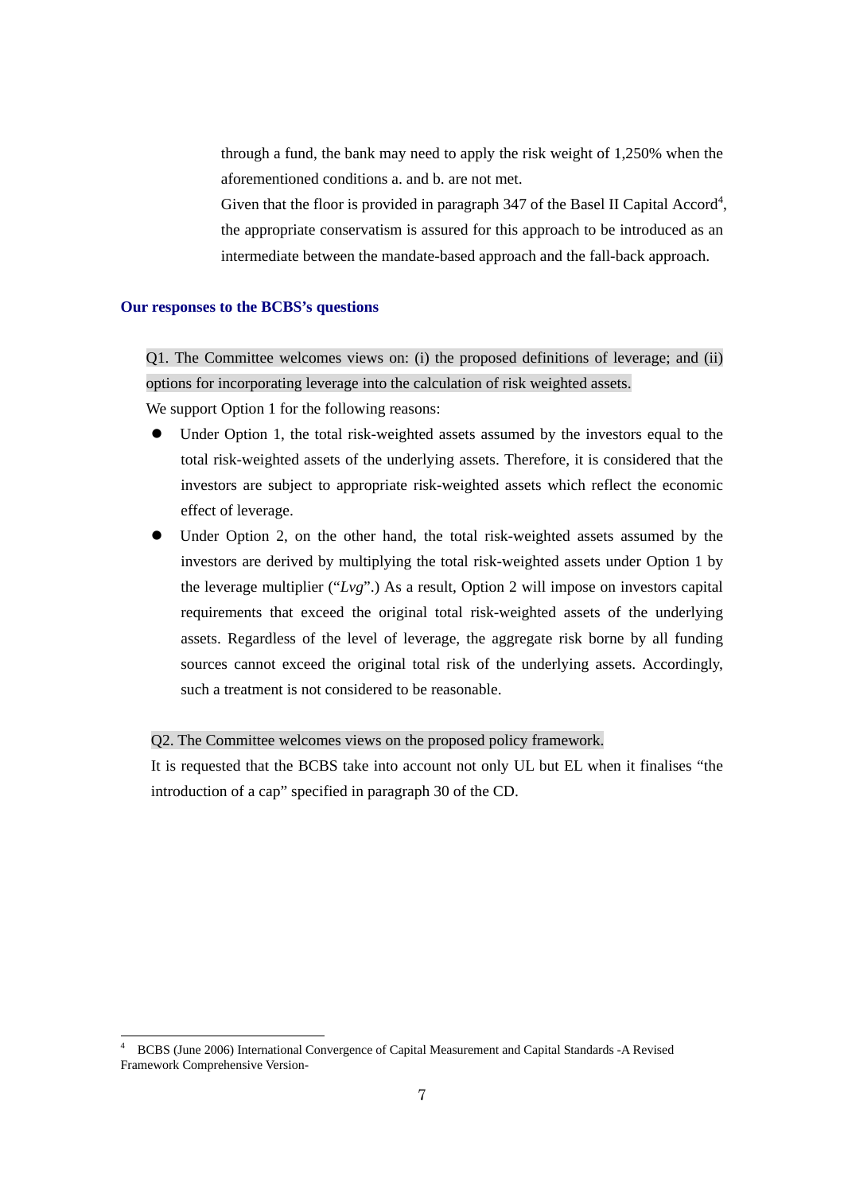through a fund, the bank may need to apply the risk weight of 1,250% when the aforementioned conditions a. and b. are not met.

Given that the floor is provided in paragraph 347 of the Basel II Capital Accord[4], the appropriate conservatism is assured for this approach to be introduced as an intermediate between the mandate-based approach and the fall-back approach.

### Our responses to the BCBS's questions

Q1. The Committee welcomes views on: (i) the proposed definitions of leverage; and (ii) options for incorporating leverage into the calculation of risk weighted assets.

We support Option 1 for the following reasons:

- Under Option 1, the total risk-weighted assets assumed by the investors equal to the total risk-weighted assets of the underlying assets. Therefore, it is considered that the investors are subject to appropriate risk-weighted assets which reflect the economic effect of leverage.
- Under Option 2, on the other hand, the total risk-weighted assets assumed by the investors are derived by multiplying the total risk-weighted assets under Option 1 by the leverage multiplier ("*Lvg*".) As a result, Option 2 will impose on investors capital requirements that exceed the original total risk-weighted assets of the underlying assets. Regardless of the level of leverage, the aggregate risk borne by all funding sources cannot exceed the original total risk of the underlying assets. Accordingly, such a treatment is not considered to be reasonable.

Q2. The Committee welcomes views on the proposed policy framework.

It is requested that the BCBS take into account not only UL but EL when it finalises "the introduction of a cap" specified in paragraph 30 of the CD.

---

[4] BCBS (June 2006) International Convergence of Capital Measurement and Capital Standards -A Revised Framework Comprehensive Version-